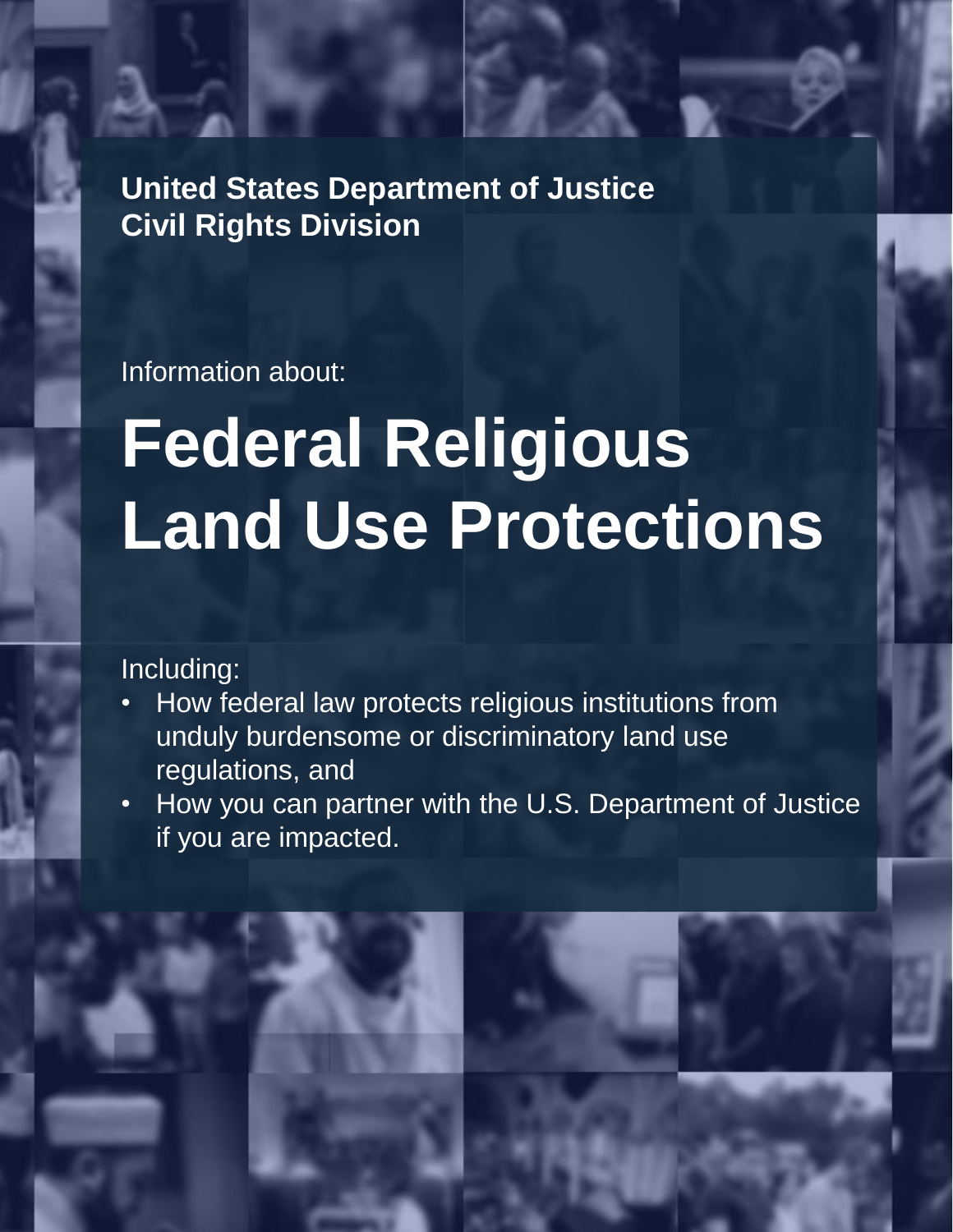**United States Department of Justice**
**Civil Rights Division**

Information about:

# Federal Religious Land Use Protections

Including:

- How federal law protects religious institutions from unduly burdensome or discriminatory land use regulations, and
- How you can partner with the U.S. Department of Justice if you are impacted.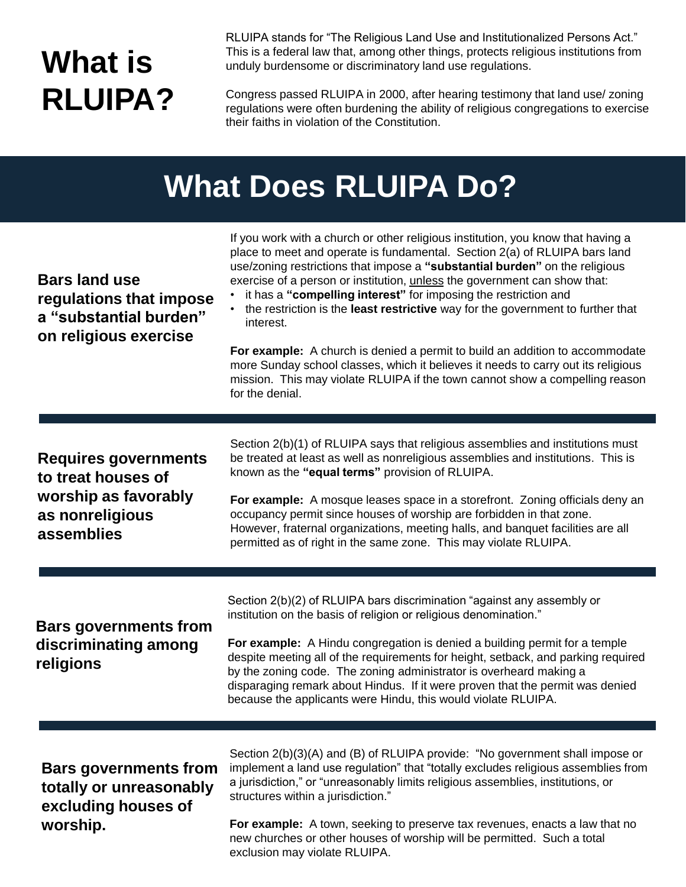# What is RLUIPA?

RLUIPA stands for "The Religious Land Use and Institutionalized Persons Act." This is a federal law that, among other things, protects religious institutions from unduly burdensome or discriminatory land use regulations.

Congress passed RLUIPA in 2000, after hearing testimony that land use/ zoning regulations were often burdening the ability of religious congregations to exercise their faiths in violation of the Constitution.

## What Does RLUIPA Do?

### Bars land use regulations that impose a "substantial burden" on religious exercise

If you work with a church or other religious institution, you know that having a place to meet and operate is fundamental. Section 2(a) of RLUIPA bars land use/zoning restrictions that impose a **"substantial burden"** on the religious exercise of a person or institution, <u>unless</u> the government can show that:

- it has a **"compelling interest"** for imposing the restriction and
- the restriction is the **least restrictive** way for the government to further that interest.

**For example:** A church is denied a permit to build an addition to accommodate more Sunday school classes, which it believes it needs to carry out its religious mission. This may violate RLUIPA if the town cannot show a compelling reason for the denial.

### Requires governments to treat houses of worship as favorably as nonreligious assemblies

Section 2(b)(1) of RLUIPA says that religious assemblies and institutions must be treated at least as well as nonreligious assemblies and institutions. This is known as the **"equal terms"** provision of RLUIPA.

**For example:** A mosque leases space in a storefront. Zoning officials deny an occupancy permit since houses of worship are forbidden in that zone. However, fraternal organizations, meeting halls, and banquet facilities are all permitted as of right in the same zone. This may violate RLUIPA.

### Bars governments from discriminating among religions

Section 2(b)(2) of RLUIPA bars discrimination "against any assembly or institution on the basis of religion or religious denomination."

**For example:** A Hindu congregation is denied a building permit for a temple despite meeting all of the requirements for height, setback, and parking required by the zoning code. The zoning administrator is overheard making a disparaging remark about Hindus. If it were proven that the permit was denied because the applicants were Hindu, this would violate RLUIPA.

### Bars governments from totally or unreasonably excluding houses of worship.

Section 2(b)(3)(A) and (B) of RLUIPA provide: "No government shall impose or implement a land use regulation" that "totally excludes religious assemblies from a jurisdiction," or "unreasonably limits religious assemblies, institutions, or structures within a jurisdiction."

**For example:** A town, seeking to preserve tax revenues, enacts a law that no new churches or other houses of worship will be permitted. Such a total exclusion may violate RLUIPA.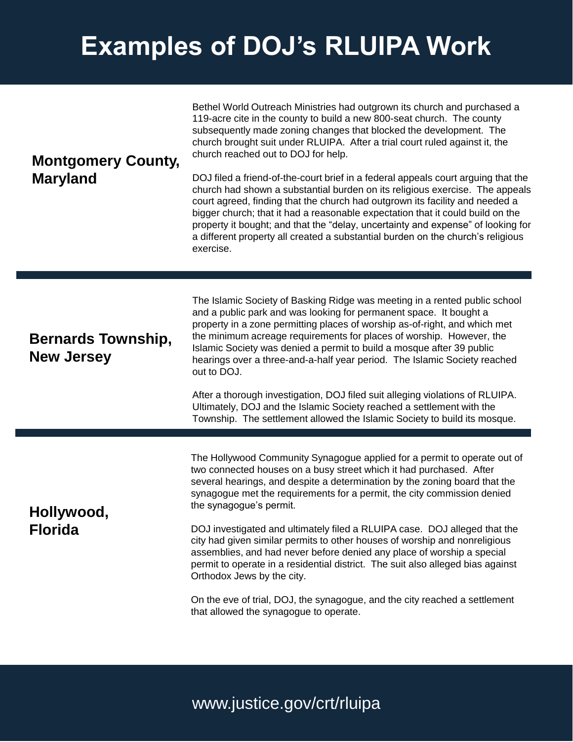# Examples of DOJ's RLUIPA Work

## Montgomery County, Maryland

Bethel World Outreach Ministries had outgrown its church and purchased a 119-acre cite in the county to build a new 800-seat church. The county subsequently made zoning changes that blocked the development. The church brought suit under RLUIPA. After a trial court ruled against it, the church reached out to DOJ for help.

DOJ filed a friend-of-the-court brief in a federal appeals court arguing that the church had shown a substantial burden on its religious exercise. The appeals court agreed, finding that the church had outgrown its facility and needed a bigger church; that it had a reasonable expectation that it could build on the property it bought; and that the "delay, uncertainty and expense" of looking for a different property all created a substantial burden on the church's religious exercise.

## Bernards Township, New Jersey

The Islamic Society of Basking Ridge was meeting in a rented public school and a public park and was looking for permanent space. It bought a property in a zone permitting places of worship as-of-right, and which met the minimum acreage requirements for places of worship. However, the Islamic Society was denied a permit to build a mosque after 39 public hearings over a three-and-a-half year period. The Islamic Society reached out to DOJ.

After a thorough investigation, DOJ filed suit alleging violations of RLUIPA. Ultimately, DOJ and the Islamic Society reached a settlement with the Township. The settlement allowed the Islamic Society to build its mosque.

## Hollywood, Florida

The Hollywood Community Synagogue applied for a permit to operate out of two connected houses on a busy street which it had purchased. After several hearings, and despite a determination by the zoning board that the synagogue met the requirements for a permit, the city commission denied the synagogue's permit.

DOJ investigated and ultimately filed a RLUIPA case. DOJ alleged that the city had given similar permits to other houses of worship and nonreligious assemblies, and had never before denied any place of worship a special permit to operate in a residential district. The suit also alleged bias against Orthodox Jews by the city.

On the eve of trial, DOJ, the synagogue, and the city reached a settlement that allowed the synagogue to operate.

www.justice.gov/crt/rluipa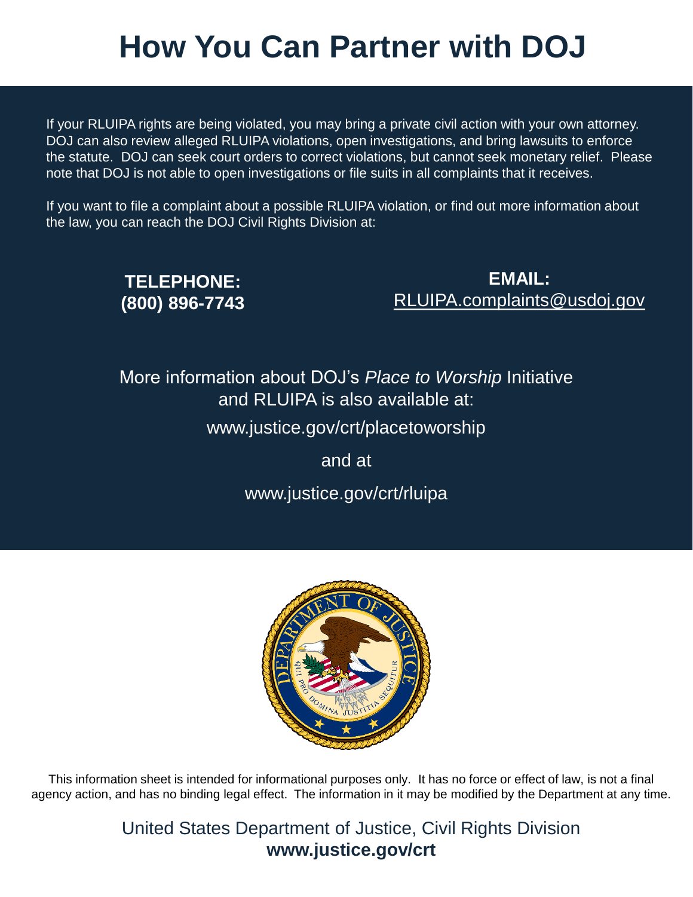# How You Can Partner with DOJ

If your RLUIPA rights are being violated, you may bring a private civil action with your own attorney. DOJ can also review alleged RLUIPA violations, open investigations, and bring lawsuits to enforce the statute. DOJ can seek court orders to correct violations, but cannot seek monetary relief. Please note that DOJ is not able to open investigations or file suits in all complaints that it receives.

If you want to file a complaint about a possible RLUIPA violation, or find out more information about the law, you can reach the DOJ Civil Rights Division at:

**TELEPHONE:**
**(800) 896-7743**

**EMAIL:**
RLUIPA.complaints@usdoj.gov

More information about DOJ's *Place to Worship* Initiative and RLUIPA is also available at:

www.justice.gov/crt/placetoworship

and at

www.justice.gov/crt/rluipa

This information sheet is intended for informational purposes only. It has no force or effect of law, is not a final agency action, and has no binding legal effect. The information in it may be modified by the Department at any time.

United States Department of Justice, Civil Rights Division
**www.justice.gov/crt**